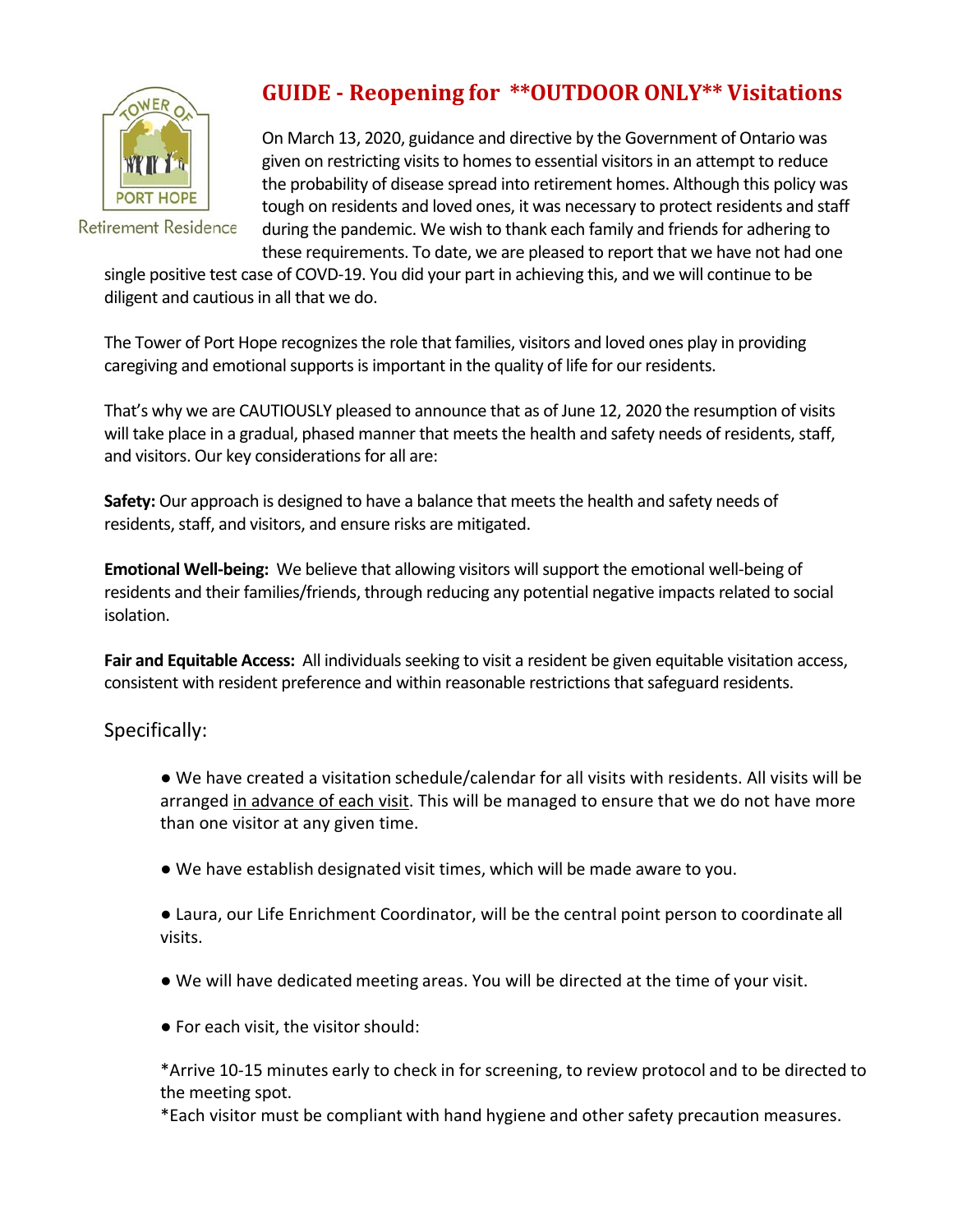# GUIDE - Reopening for **OUTDOOR ONLY** Visitations

Tower of Port Hope Retirement Residence

On March 13, 2020, guidance and directive by the Government of Ontario was given on restricting visits to homes to essential visitors in an attempt to reduce the probability of disease spread into retirement homes. Although this policy was tough on residents and loved ones, it was necessary to protect residents and staff during the pandemic. We wish to thank each family and friends for adhering to these requirements. To date, we are pleased to report that we have not had one single positive test case of COVD-19. You did your part in achieving this, and we will continue to be diligent and cautious in all that we do.

The Tower of Port Hope recognizes the role that families, visitors and loved ones play in providing caregiving and emotional supports is important in the quality of life for our residents.

That's why we are CAUTIOUSLY pleased to announce that as of June 12, 2020 the resumption of visits will take place in a gradual, phased manner that meets the health and safety needs of residents, staff, and visitors. Our key considerations for all are:

**Safety:** Our approach is designed to have a balance that meets the health and safety needs of residents, staff, and visitors, and ensure risks are mitigated.

**Emotional Well-being:** We believe that allowing visitors will support the emotional well-being of residents and their families/friends, through reducing any potential negative impacts related to social isolation.

**Fair and Equitable Access:** All individuals seeking to visit a resident be given equitable visitation access, consistent with resident preference and within reasonable restrictions that safeguard residents.

## Specifically:

- We have created a visitation schedule/calendar for all visits with residents. All visits will be arranged <u>in advance of each visit</u>. This will be managed to ensure that we do not have more than one visitor at any given time.
- We have establish designated visit times, which will be made aware to you.
- Laura, our Life Enrichment Coordinator, will be the central point person to coordinate all visits.
- We will have dedicated meeting areas. You will be directed at the time of your visit.
- For each visit, the visitor should:

  *Arrive 10-15 minutes early to check in for screening, to review protocol and to be directed to the meeting spot.
  *Each visitor must be compliant with hand hygiene and other safety precaution measures.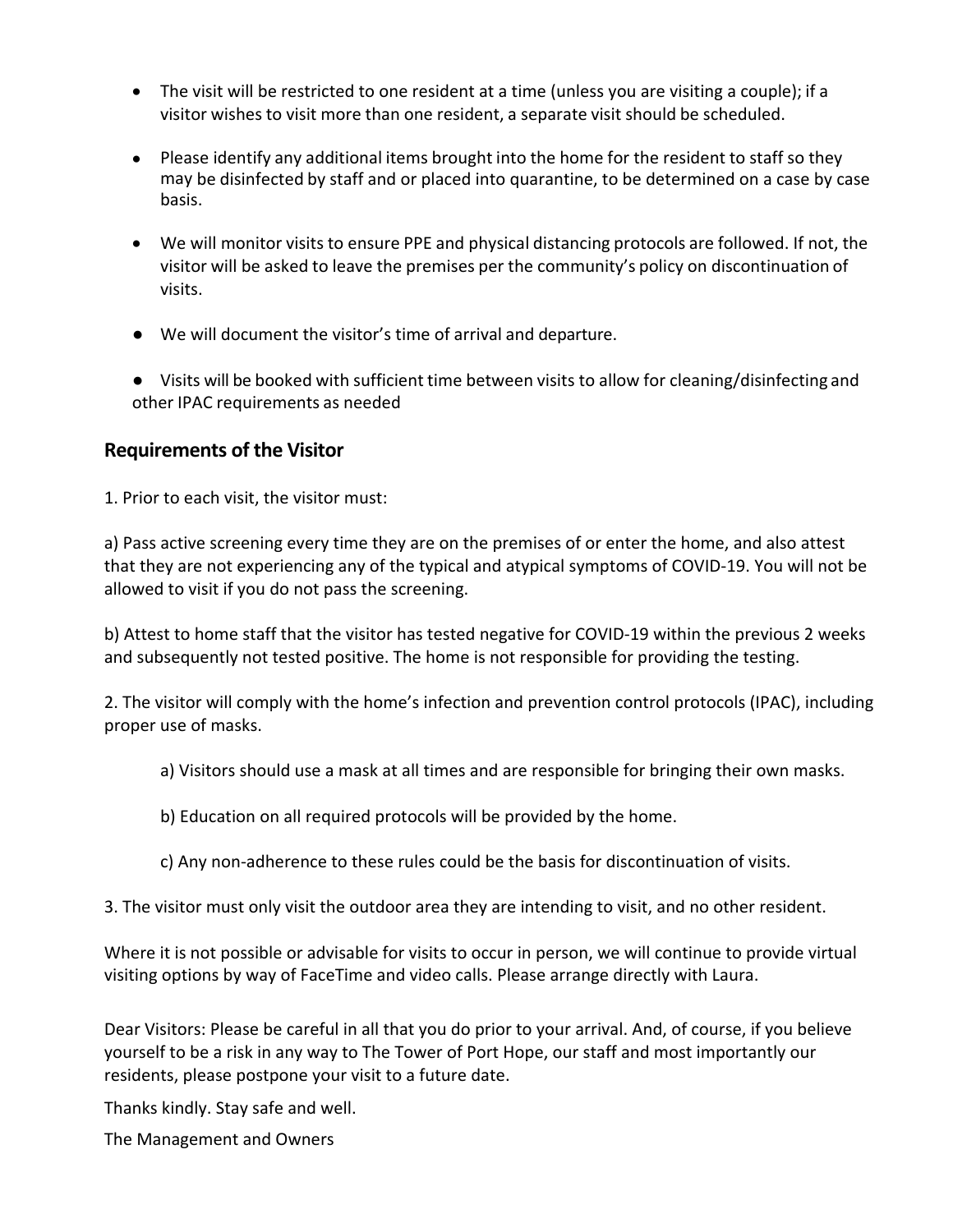- The visit will be restricted to one resident at a time (unless you are visiting a couple); if a visitor wishes to visit more than one resident, a separate visit should be scheduled.
- Please identify any additional items brought into the home for the resident to staff so they may be disinfected by staff and or placed into quarantine, to be determined on a case by case basis.
- We will monitor visits to ensure PPE and physical distancing protocols are followed. If not, the visitor will be asked to leave the premises per the community's policy on discontinuation of visits.
- We will document the visitor's time of arrival and departure.
- Visits will be booked with sufficient time between visits to allow for cleaning/disinfecting and other IPAC requirements as needed

## Requirements of the Visitor

1. Prior to each visit, the visitor must:

a) Pass active screening every time they are on the premises of or enter the home, and also attest that they are not experiencing any of the typical and atypical symptoms of COVID-19. You will not be allowed to visit if you do not pass the screening.

b) Attest to home staff that the visitor has tested negative for COVID-19 within the previous 2 weeks and subsequently not tested positive. The home is not responsible for providing the testing.

2. The visitor will comply with the home's infection and prevention control protocols (IPAC), including proper use of masks.

   a) Visitors should use a mask at all times and are responsible for bringing their own masks.

   b) Education on all required protocols will be provided by the home.

   c) Any non-adherence to these rules could be the basis for discontinuation of visits.

3. The visitor must only visit the outdoor area they are intending to visit, and no other resident.

Where it is not possible or advisable for visits to occur in person, we will continue to provide virtual visiting options by way of FaceTime and video calls. Please arrange directly with Laura.

Dear Visitors: Please be careful in all that you do prior to your arrival. And, of course, if you believe yourself to be a risk in any way to The Tower of Port Hope, our staff and most importantly our residents, please postpone your visit to a future date.

Thanks kindly. Stay safe and well.

The Management and Owners